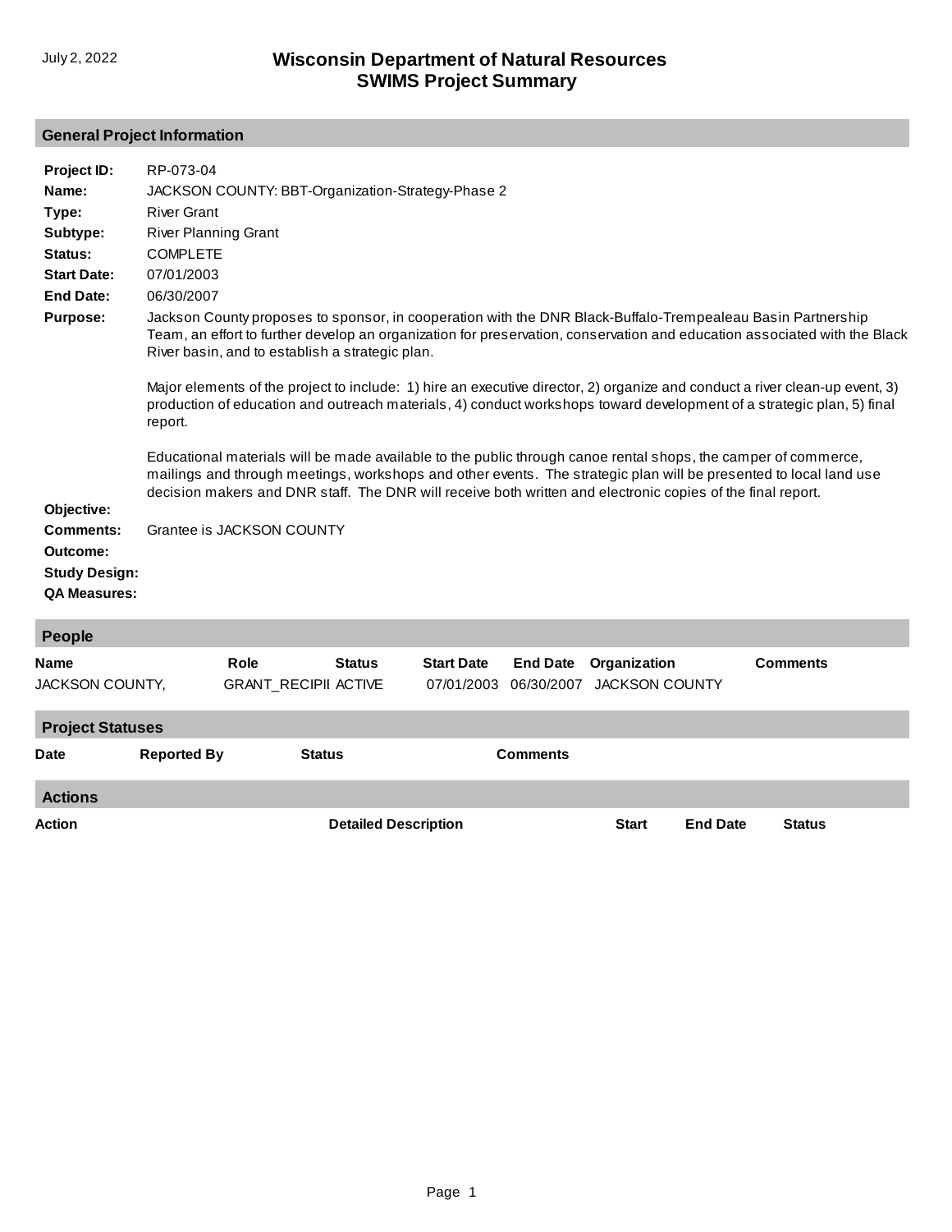July 2, 2022

# Wisconsin Department of Natural Resources
# SWIMS Project Summary

## General Project Information

**Project ID:** RP-073-04

**Name:** JACKSON COUNTY: BBT-Organization-Strategy-Phase 2

**Type:** River Grant

**Subtype:** River Planning Grant

**Status:** COMPLETE

**Start Date:** 07/01/2003

**End Date:** 06/30/2007

**Purpose:** Jackson County proposes to sponsor, in cooperation with the DNR Black-Buffalo-Trempealeau Basin Partnership Team, an effort to further develop an organization for preservation, conservation and education associated with the Black River basin, and to establish a strategic plan.

Major elements of the project to include: 1) hire an executive director, 2) organize and conduct a river clean-up event, 3) production of education and outreach materials, 4) conduct workshops toward development of a strategic plan, 5) final report.

Educational materials will be made available to the public through canoe rental shops, the camper of commerce, mailings and through meetings, workshops and other events. The strategic plan will be presented to local land use decision makers and DNR staff. The DNR will receive both written and electronic copies of the final report.

**Objective:**

**Comments:** Grantee is JACKSON COUNTY

**Outcome:**

**Study Design:**

**QA Measures:**

## People

| Name | Role | Status | Start Date | End Date | Organization | Comments |
|---|---|---|---|---|---|---|
| JACKSON COUNTY, | GRANT_RECIPII | ACTIVE | 07/01/2003 | 06/30/2007 | JACKSON COUNTY | |

## Project Statuses

| Date | Reported By | Status | Comments |
|---|---|---|---|

## Actions

| Action | Detailed Description | Start | End Date | Status |
|---|---|---|---|---|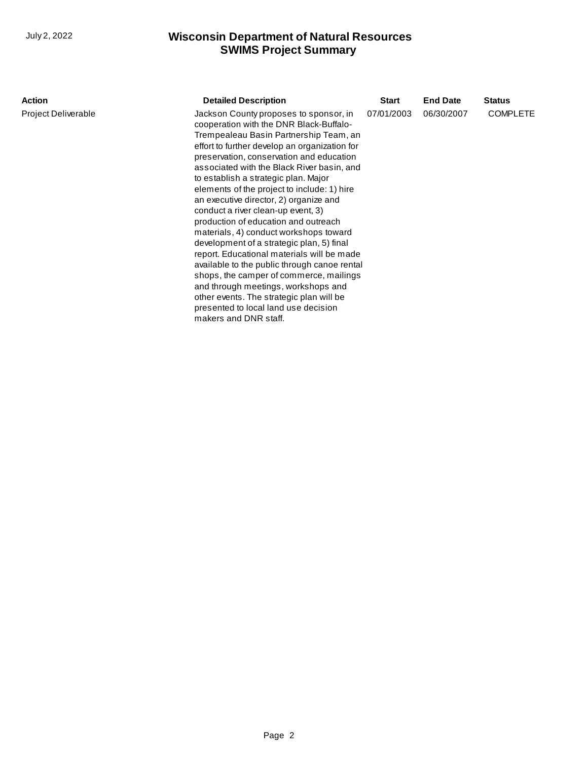| Action | Detailed Description | Start | End Date | Status |
| --- | --- | --- | --- | --- |
| Project Deliverable | Jackson County proposes to sponsor, in cooperation with the DNR Black-Buffalo-Trempealeau Basin Partnership Team, an effort to further develop an organization for preservation, conservation and education associated with the Black River basin, and to establish a strategic plan. Major elements of the project to include: 1) hire an executive director, 2) organize and conduct a river clean-up event, 3) production of education and outreach materials, 4) conduct workshops toward development of a strategic plan, 5) final report. Educational materials will be made available to the public through canoe rental shops, the camper of commerce, mailings and through meetings, workshops and other events. The strategic plan will be presented to local land use decision makers and DNR staff. | 07/01/2003 | 06/30/2007 | COMPLETE |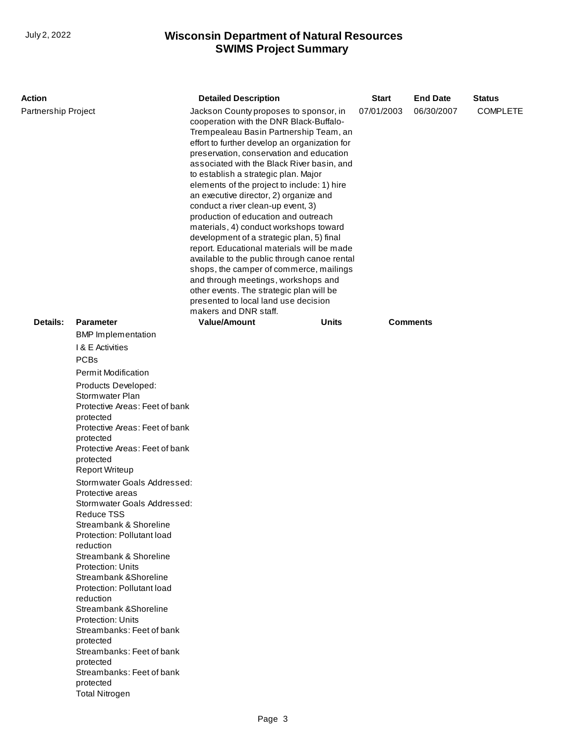| Action | Detailed Description | Start | End Date | Status |
|---|---|---|---|---|
| Partnership Project | Jackson County proposes to sponsor, in cooperation with the DNR Black-Buffalo-Trempealeau Basin Partnership Team, an effort to further develop an organization for preservation, conservation and education associated with the Black River basin, and to establish a strategic plan. Major elements of the project to include: 1) hire an executive director, 2) organize and conduct a river clean-up event, 3) production of education and outreach materials, 4) conduct workshops toward development of a strategic plan, 5) final report. Educational materials will be made available to the public through canoe rental shops, the camper of commerce, mailings and through meetings, workshops and other events. The strategic plan will be presented to local land use decision makers and DNR staff. | 07/01/2003 | 06/30/2007 | COMPLETE |

**Details:**

| Parameter | Value/Amount | Units | Comments |
|---|---|---|---|
| BMP Implementation | | | |
| I & E Activities | | | |
| PCBs | | | |
| Permit Modification | | | |
| Products Developed: Stormwater Plan | | | |
| Protective Areas: Feet of bank protected | | | |
| Protective Areas: Feet of bank protected | | | |
| Protective Areas: Feet of bank protected | | | |
| Report Writeup | | | |
| Stormwater Goals Addressed: Protective areas | | | |
| Stormwater Goals Addressed: Reduce TSS | | | |
| Streambank & Shoreline Protection: Pollutant load reduction | | | |
| Streambank & Shoreline Protection: Units | | | |
| Streambank &Shoreline Protection: Pollutant load reduction | | | |
| Streambank &Shoreline Protection: Units | | | |
| Streambanks: Feet of bank protected | | | |
| Streambanks: Feet of bank protected | | | |
| Streambanks: Feet of bank protected | | | |
| Total Nitrogen | | | |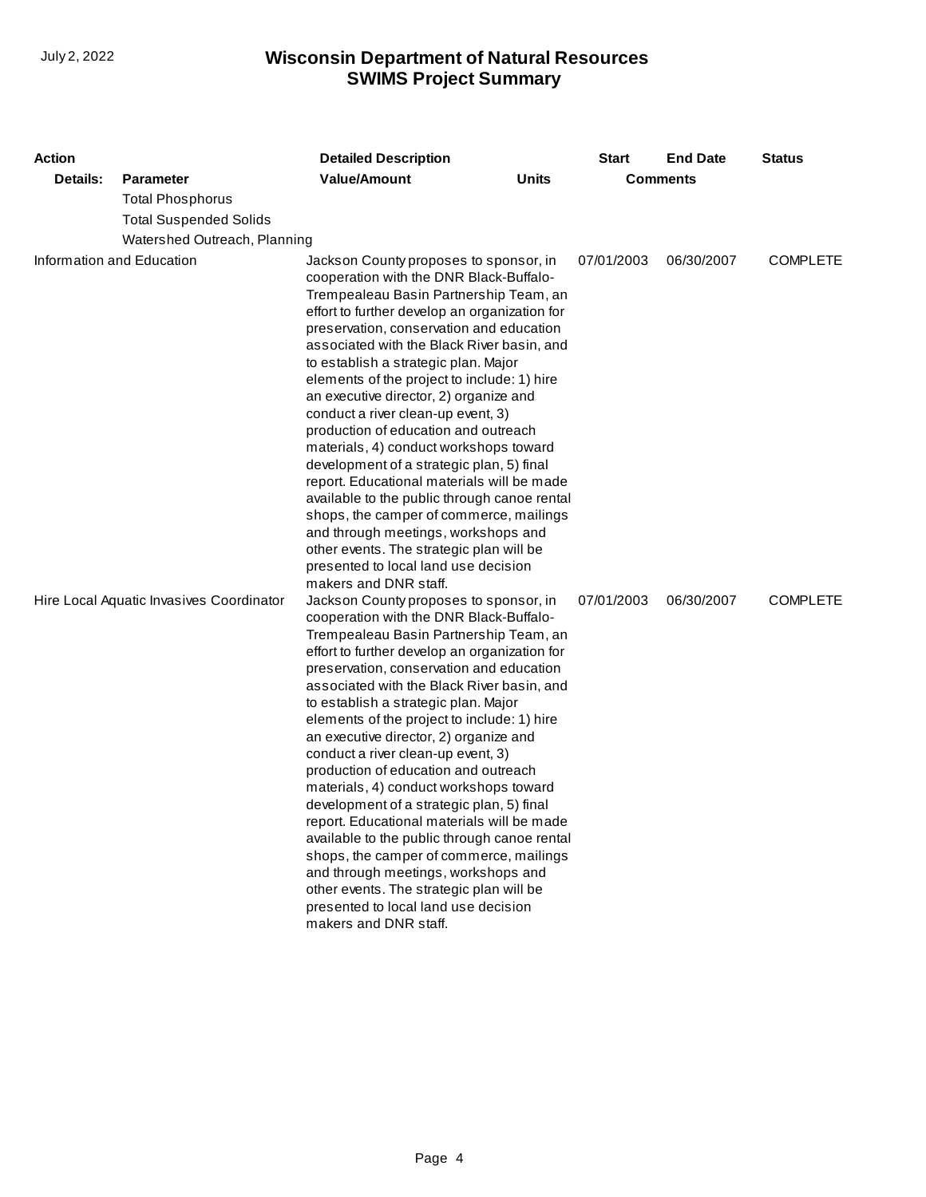| Action | | Detailed Description | | Start | End Date | Status |
| --- | --- | --- | --- | --- | --- | --- |
| Details: | Parameter | Value/Amount | Units | Comments | | |
| | Total Phosphorus | | | | | |
| | Total Suspended Solids | | | | | |
| | Watershed Outreach, Planning | | | | | |
| Information and Education | | Jackson County proposes to sponsor, in cooperation with the DNR Black-Buffalo-Trempealeau Basin Partnership Team, an effort to further develop an organization for preservation, conservation and education associated with the Black River basin, and to establish a strategic plan. Major elements of the project to include: 1) hire an executive director, 2) organize and conduct a river clean-up event, 3) production of education and outreach materials, 4) conduct workshops toward development of a strategic plan, 5) final report. Educational materials will be made available to the public through canoe rental shops, the camper of commerce, mailings and through meetings, workshops and other events. The strategic plan will be presented to local land use decision makers and DNR staff. | | 07/01/2003 | 06/30/2007 | COMPLETE |
| Hire Local Aquatic Invasives Coordinator | | Jackson County proposes to sponsor, in cooperation with the DNR Black-Buffalo-Trempealeau Basin Partnership Team, an effort to further develop an organization for preservation, conservation and education associated with the Black River basin, and to establish a strategic plan. Major elements of the project to include: 1) hire an executive director, 2) organize and conduct a river clean-up event, 3) production of education and outreach materials, 4) conduct workshops toward development of a strategic plan, 5) final report. Educational materials will be made available to the public through canoe rental shops, the camper of commerce, mailings and through meetings, workshops and other events. The strategic plan will be presented to local land use decision makers and DNR staff. | | 07/01/2003 | 06/30/2007 | COMPLETE |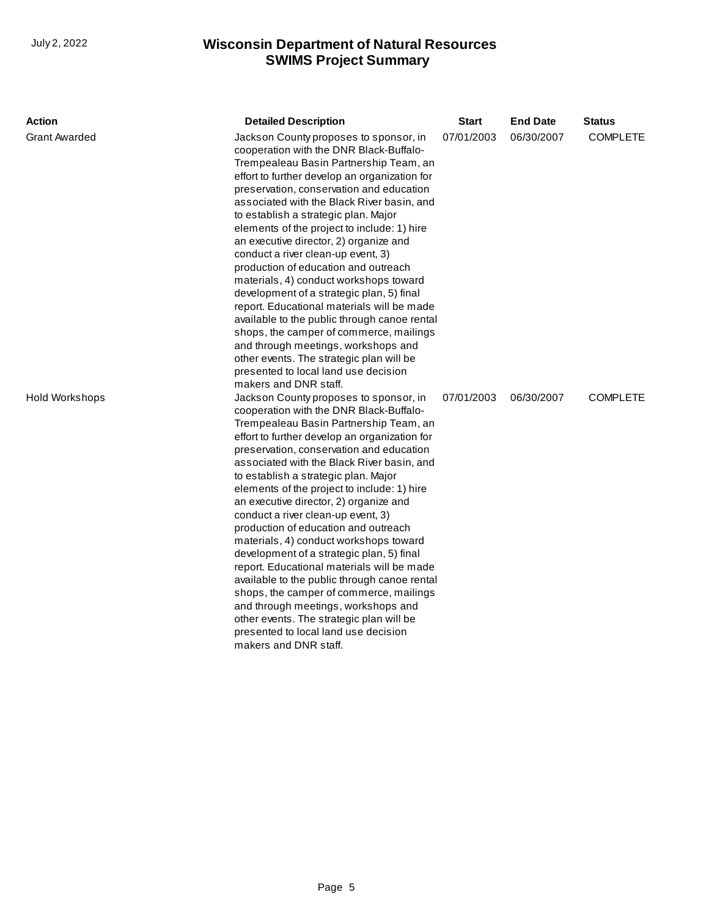| Action | Detailed Description | Start | End Date | Status |
| --- | --- | --- | --- | --- |
| Grant Awarded | Jackson County proposes to sponsor, in cooperation with the DNR Black-Buffalo-Trempealeau Basin Partnership Team, an effort to further develop an organization for preservation, conservation and education associated with the Black River basin, and to establish a strategic plan. Major elements of the project to include: 1) hire an executive director, 2) organize and conduct a river clean-up event, 3) production of education and outreach materials, 4) conduct workshops toward development of a strategic plan, 5) final report. Educational materials will be made available to the public through canoe rental shops, the camper of commerce, mailings and through meetings, workshops and other events. The strategic plan will be presented to local land use decision makers and DNR staff. | 07/01/2003 | 06/30/2007 | COMPLETE |
| Hold Workshops | Jackson County proposes to sponsor, in cooperation with the DNR Black-Buffalo-Trempealeau Basin Partnership Team, an effort to further develop an organization for preservation, conservation and education associated with the Black River basin, and to establish a strategic plan. Major elements of the project to include: 1) hire an executive director, 2) organize and conduct a river clean-up event, 3) production of education and outreach materials, 4) conduct workshops toward development of a strategic plan, 5) final report. Educational materials will be made available to the public through canoe rental shops, the camper of commerce, mailings and through meetings, workshops and other events. The strategic plan will be presented to local land use decision makers and DNR staff. | 07/01/2003 | 06/30/2007 | COMPLETE |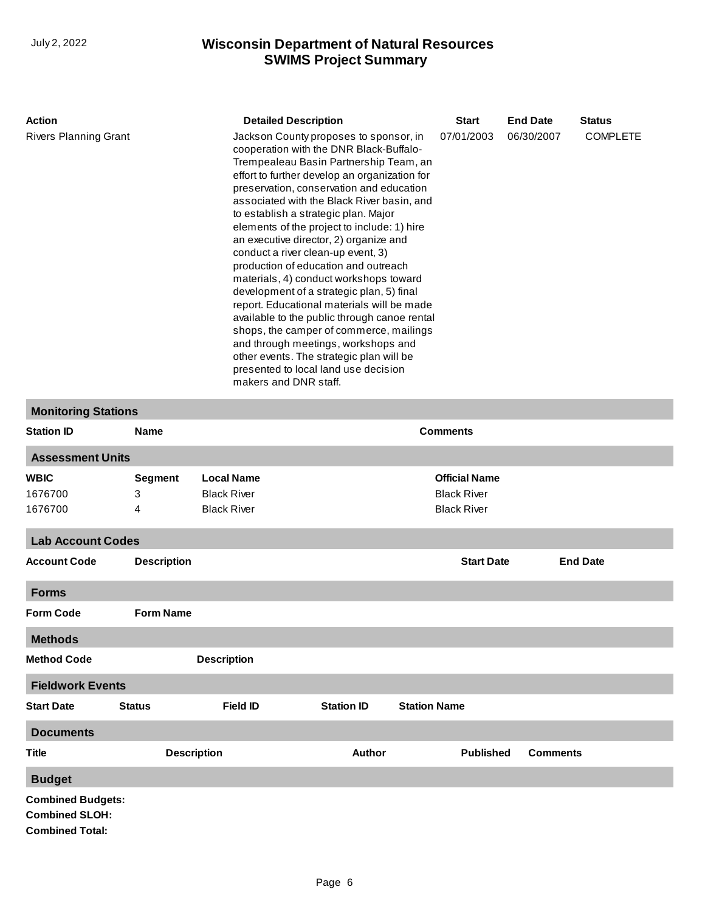| Action | Detailed Description | Start | End Date | Status |
|---|---|---|---|---|
| Rivers Planning Grant | Jackson County proposes to sponsor, in cooperation with the DNR Black-Buffalo-Trempealeau Basin Partnership Team, an effort to further develop an organization for preservation, conservation and education associated with the Black River basin, and to establish a strategic plan. Major elements of the project to include: 1) hire an executive director, 2) organize and conduct a river clean-up event, 3) production of education and outreach materials, 4) conduct workshops toward development of a strategic plan, 5) final report. Educational materials will be made available to the public through canoe rental shops, the camper of commerce, mailings and through meetings, workshops and other events. The strategic plan will be presented to local land use decision makers and DNR staff. | 07/01/2003 | 06/30/2007 | COMPLETE |

## Monitoring Stations

| Station ID | Name | Comments |
|---|---|---|

## Assessment Units

| WBIC | Segment | Local Name | Official Name |
|---|---|---|---|
| 1676700 | 3 | Black River | Black River |
| 1676700 | 4 | Black River | Black River |

## Lab Account Codes

| Account Code | Description | Start Date | End Date |
|---|---|---|---|

## Forms

| Form Code | Form Name |
|---|---|

## Methods

| Method Code | Description |
|---|---|

## Fieldwork Events

| Start Date | Status | Field ID | Station ID | Station Name |
|---|---|---|---|---|

## Documents

| Title | Description | Author | Published | Comments |
|---|---|---|---|---|

## Budget

**Combined Budgets:**

**Combined SLOH:**

**Combined Total:**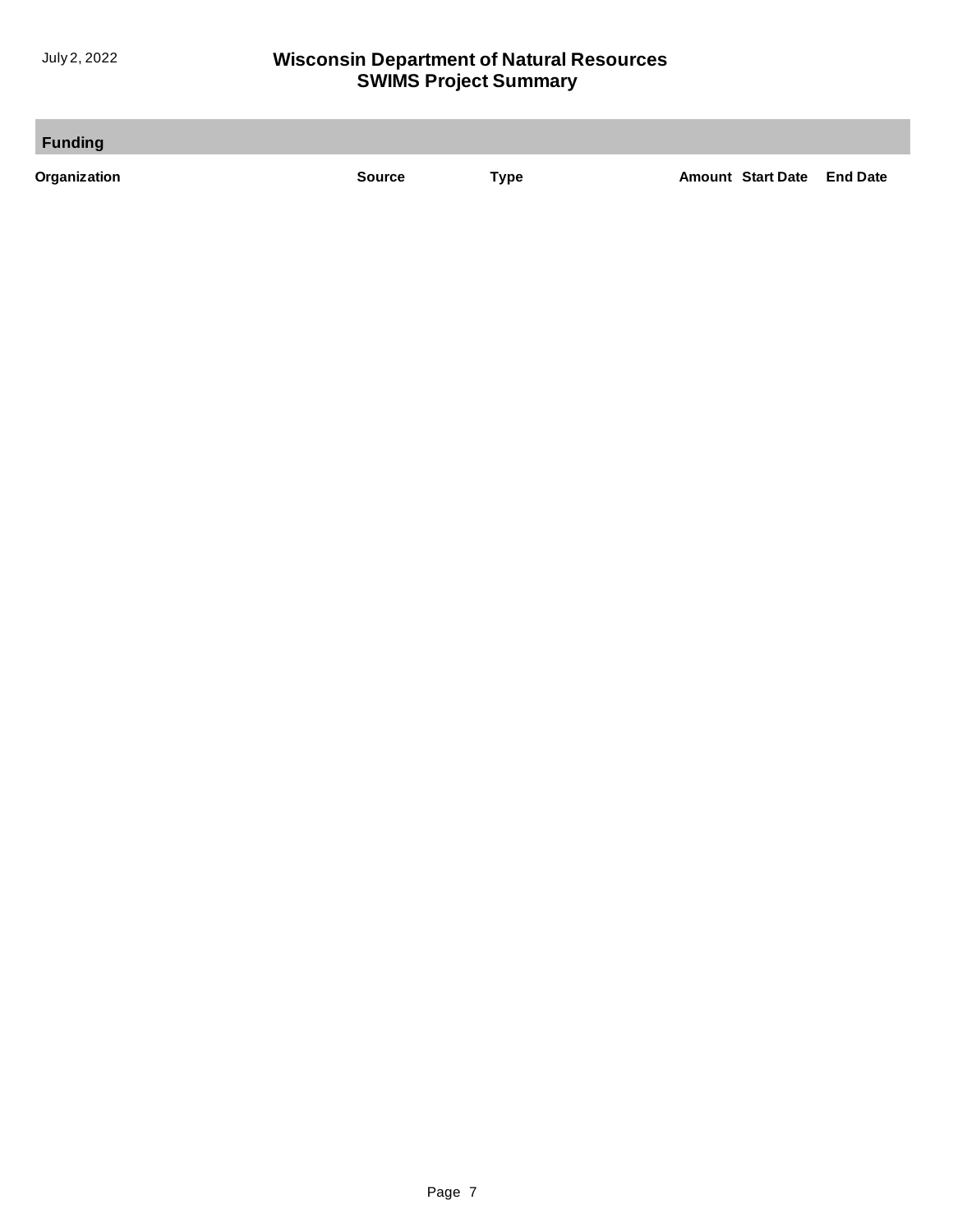## Funding

| Organization | Source | Type | Amount | Start Date | End Date |
|---|---|---|---|---|---|